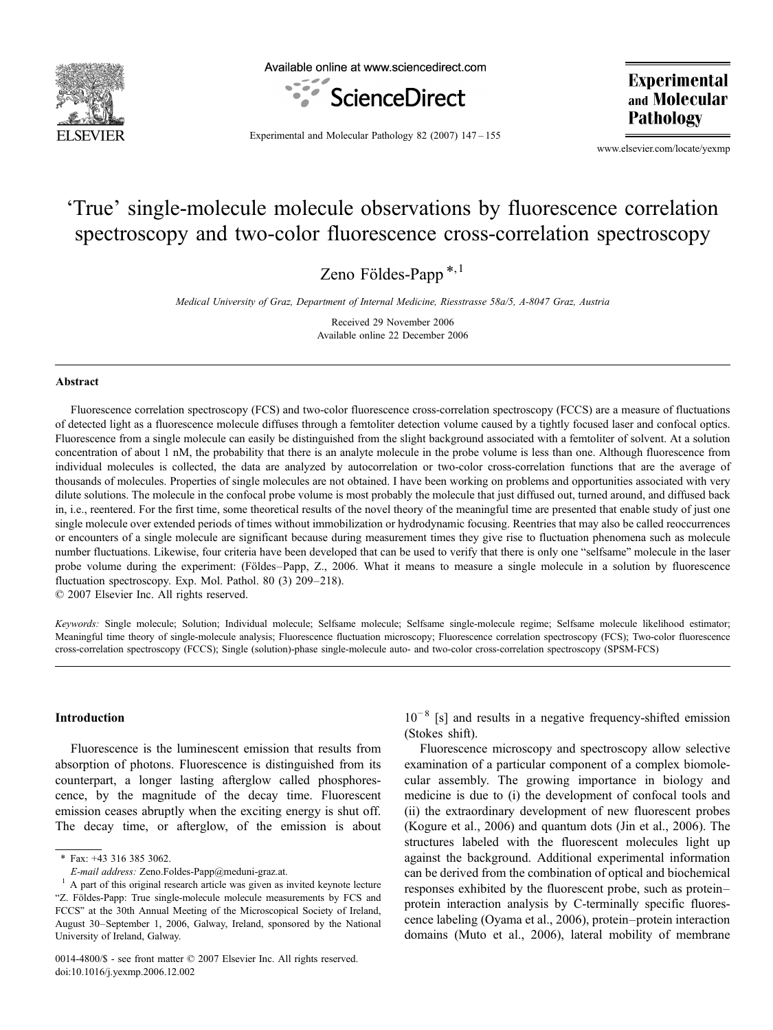# 'True' single-molecule molecule observations by fluorescence correlation spectroscopy and two-color fluorescence cross-correlation spectroscopy

Zeno Földes-Papp [*,1]

*Medical University of Graz, Department of Internal Medicine, Riesstrasse 58a/5, A-8047 Graz, Austria*

Received 29 November 2006
Available online 22 December 2006

## Abstract

Fluorescence correlation spectroscopy (FCS) and two-color fluorescence cross-correlation spectroscopy (FCCS) are a measure of fluctuations of detected light as a fluorescence molecule diffuses through a femtoliter detection volume caused by a tightly focused laser and confocal optics. Fluorescence from a single molecule can easily be distinguished from the slight background associated with a femtoliter of solvent. At a solution concentration of about 1 nM, the probability that there is an analyte molecule in the probe volume is less than one. Although fluorescence from individual molecules is collected, the data are analyzed by autocorrelation or two-color cross-correlation functions that are the average of thousands of molecules. Properties of single molecules are not obtained. I have been working on problems and opportunities associated with very dilute solutions. The molecule in the confocal probe volume is most probably the molecule that just diffused out, turned around, and diffused back in, i.e., reentered. For the first time, some theoretical results of the novel theory of the meaningful time are presented that enable study of just one single molecule over extended periods of times without immobilization or hydrodynamic focusing. Reentries that may also be called reoccurrences or encounters of a single molecule are significant because during measurement times they give rise to fluctuation phenomena such as molecule number fluctuations. Likewise, four criteria have been developed that can be used to verify that there is only one "selfsame" molecule in the laser probe volume during the experiment: (Földes–Papp, Z., 2006. What it means to measure a single molecule in a solution by fluorescence fluctuation spectroscopy. Exp. Mol. Pathol. 80 (3) 209–218).

© 2007 Elsevier Inc. All rights reserved.

*Keywords:* Single molecule; Solution; Individual molecule; Selfsame molecule; Selfsame single-molecule regime; Selfsame molecule likelihood estimator; Meaningful time theory of single-molecule analysis; Fluorescence fluctuation microscopy; Fluorescence correlation spectroscopy (FCS); Two-color fluorescence cross-correlation spectroscopy (FCCS); Single (solution)-phase single-molecule auto- and two-color cross-correlation spectroscopy (SPSM-FCS)

## Introduction

Fluorescence is the luminescent emission that results from absorption of photons. Fluorescence is distinguished from its counterpart, a longer lasting afterglow called phosphorescence, by the magnitude of the decay time. Fluorescent emission ceases abruptly when the exciting energy is shut off. The decay time, or afterglow, of the emission is about $10^{-8}$ [s] and results in a negative frequency-shifted emission (Stokes shift).

Fluorescence microscopy and spectroscopy allow selective examination of a particular component of a complex biomolecular assembly. The growing importance in biology and medicine is due to (i) the development of confocal tools and (ii) the extraordinary development of new fluorescent probes (Kogure et al., 2006) and quantum dots (Jin et al., 2006). The structures labeled with the fluorescent molecules light up against the background. Additional experimental information can be derived from the combination of optical and biochemical responses exhibited by the fluorescent probe, such as protein–protein interaction analysis by C-terminally specific fluorescence labeling (Oyama et al., 2006), protein–protein interaction domains (Muto et al., 2006), lateral mobility of membrane

---

* Fax: +43 316 385 3062.
*E-mail address:* Zeno.Foldes-Papp@meduni-graz.at.

[1] A part of this original research article was given as invited keynote lecture "Z. Földes-Papp: True single-molecule molecule measurements by FCS and FCCS" at the 30th Annual Meeting of the Microscopical Society of Ireland, August 30–September 1, 2006, Galway, Ireland, sponsored by the National University of Ireland, Galway.

0014-4800/$ - see front matter © 2007 Elsevier Inc. All rights reserved.
doi:10.1016/j.yexmp.2006.12.002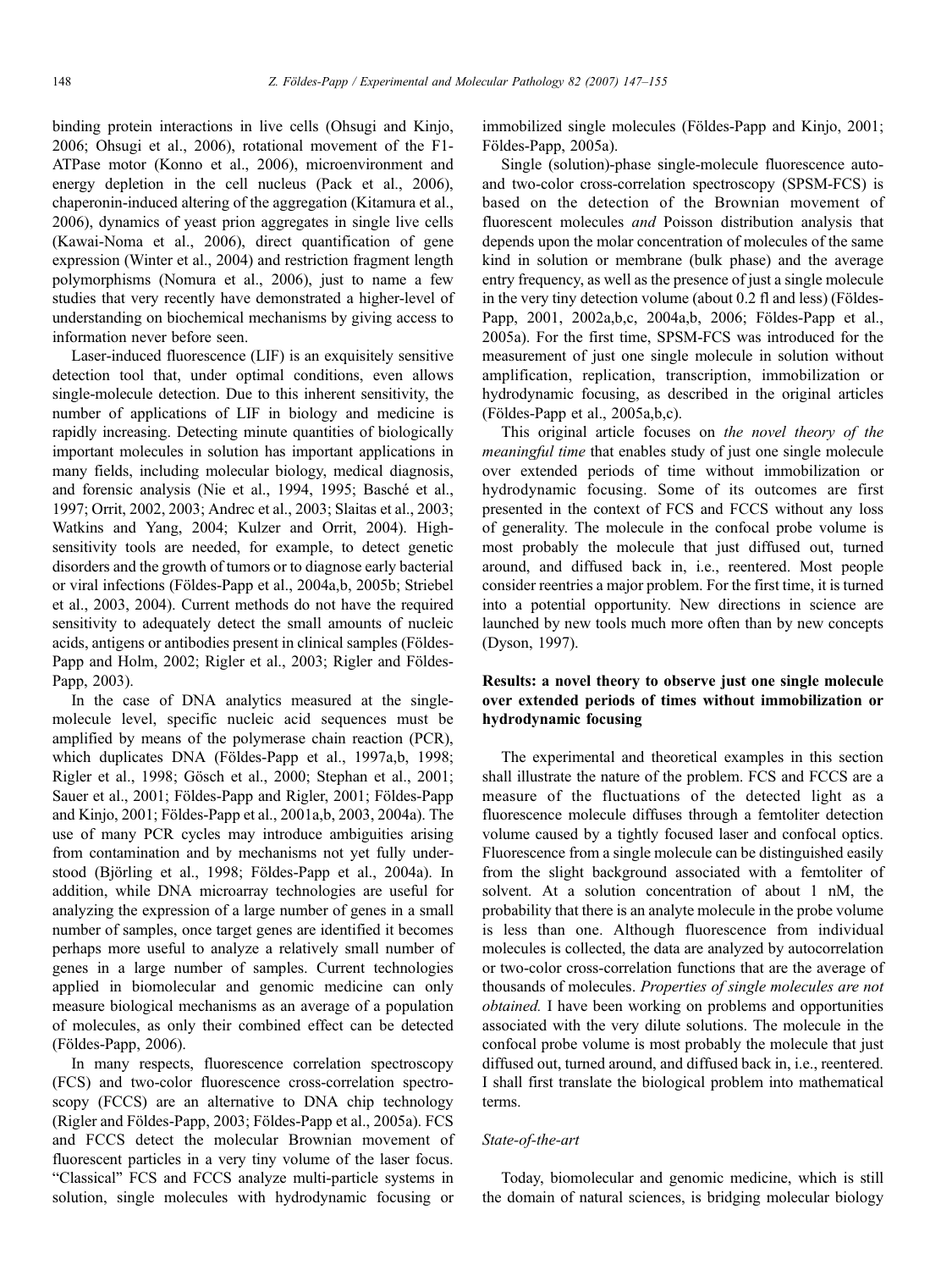binding protein interactions in live cells (Ohsugi and Kinjo, 2006; Ohsugi et al., 2006), rotational movement of the F1-ATPase motor (Konno et al., 2006), microenvironment and energy depletion in the cell nucleus (Pack et al., 2006), chaperonin-induced altering of the aggregation (Kitamura et al., 2006), dynamics of yeast prion aggregates in single live cells (Kawai-Noma et al., 2006), direct quantification of gene expression (Winter et al., 2004) and restriction fragment length polymorphisms (Nomura et al., 2006), just to name a few studies that very recently have demonstrated a higher-level of understanding on biochemical mechanisms by giving access to information never before seen.

Laser-induced fluorescence (LIF) is an exquisitely sensitive detection tool that, under optimal conditions, even allows single-molecule detection. Due to this inherent sensitivity, the number of applications of LIF in biology and medicine is rapidly increasing. Detecting minute quantities of biologically important molecules in solution has important applications in many fields, including molecular biology, medical diagnosis, and forensic analysis (Nie et al., 1994, 1995; Basché et al., 1997; Orrit, 2002, 2003; Andrec et al., 2003; Slaitas et al., 2003; Watkins and Yang, 2004; Kulzer and Orrit, 2004). High-sensitivity tools are needed, for example, to detect genetic disorders and the growth of tumors or to diagnose early bacterial or viral infections (Földes-Papp et al., 2004a,b, 2005b; Striebel et al., 2003, 2004). Current methods do not have the required sensitivity to adequately detect the small amounts of nucleic acids, antigens or antibodies present in clinical samples (Földes-Papp and Holm, 2002; Rigler et al., 2003; Rigler and Földes-Papp, 2003).

In the case of DNA analytics measured at the single-molecule level, specific nucleic acid sequences must be amplified by means of the polymerase chain reaction (PCR), which duplicates DNA (Földes-Papp et al., 1997a,b, 1998; Rigler et al., 1998; Gösch et al., 2000; Stephan et al., 2001; Sauer et al., 2001; Földes-Papp and Rigler, 2001; Földes-Papp and Kinjo, 2001; Földes-Papp et al., 2001a,b, 2003, 2004a). The use of many PCR cycles may introduce ambiguities arising from contamination and by mechanisms not yet fully understood (Björling et al., 1998; Földes-Papp et al., 2004a). In addition, while DNA microarray technologies are useful for analyzing the expression of a large number of genes in a small number of samples, once target genes are identified it becomes perhaps more useful to analyze a relatively small number of genes in a large number of samples. Current technologies applied in biomolecular and genomic medicine can only measure biological mechanisms as an average of a population of molecules, as only their combined effect can be detected (Földes-Papp, 2006).

In many respects, fluorescence correlation spectroscopy (FCS) and two-color fluorescence cross-correlation spectroscopy (FCCS) are an alternative to DNA chip technology (Rigler and Földes-Papp, 2003; Földes-Papp et al., 2005a). FCS and FCCS detect the molecular Brownian movement of fluorescent particles in a very tiny volume of the laser focus. "Classical" FCS and FCCS analyze multi-particle systems in solution, single molecules with hydrodynamic focusing or immobilized single molecules (Földes-Papp and Kinjo, 2001; Földes-Papp, 2005a).

Single (solution)-phase single-molecule fluorescence auto- and two-color cross-correlation spectroscopy (SPSM-FCS) is based on the detection of the Brownian movement of fluorescent molecules *and* Poisson distribution analysis that depends upon the molar concentration of molecules of the same kind in solution or membrane (bulk phase) and the average entry frequency, as well as the presence of just a single molecule in the very tiny detection volume (about 0.2 fl and less) (Földes-Papp, 2001, 2002a,b,c, 2004a,b, 2006; Földes-Papp et al., 2005a). For the first time, SPSM-FCS was introduced for the measurement of just one single molecule in solution without amplification, replication, transcription, immobilization or hydrodynamic focusing, as described in the original articles (Földes-Papp et al., 2005a,b,c).

This original article focuses on *the novel theory of the meaningful time* that enables study of just one single molecule over extended periods of time without immobilization or hydrodynamic focusing. Some of its outcomes are first presented in the context of FCS and FCCS without any loss of generality. The molecule in the confocal probe volume is most probably the molecule that just diffused out, turned around, and diffused back in, i.e., reentered. Most people consider reentries a major problem. For the first time, it is turned into a potential opportunity. New directions in science are launched by new tools much more often than by new concepts (Dyson, 1997).

## Results: a novel theory to observe just one single molecule over extended periods of times without immobilization or hydrodynamic focusing

The experimental and theoretical examples in this section shall illustrate the nature of the problem. FCS and FCCS are a measure of the fluctuations of the detected light as a fluorescence molecule diffuses through a femtoliter detection volume caused by a tightly focused laser and confocal optics. Fluorescence from a single molecule can be distinguished easily from the slight background associated with a femtoliter of solvent. At a solution concentration of about 1 nM, the probability that there is an analyte molecule in the probe volume is less than one. Although fluorescence from individual molecules is collected, the data are analyzed by autocorrelation or two-color cross-correlation functions that are the average of thousands of molecules. *Properties of single molecules are not obtained.* I have been working on problems and opportunities associated with the very dilute solutions. The molecule in the confocal probe volume is most probably the molecule that just diffused out, turned around, and diffused back in, i.e., reentered. I shall first translate the biological problem into mathematical terms.

### State-of-the-art

Today, biomolecular and genomic medicine, which is still the domain of natural sciences, is bridging molecular biology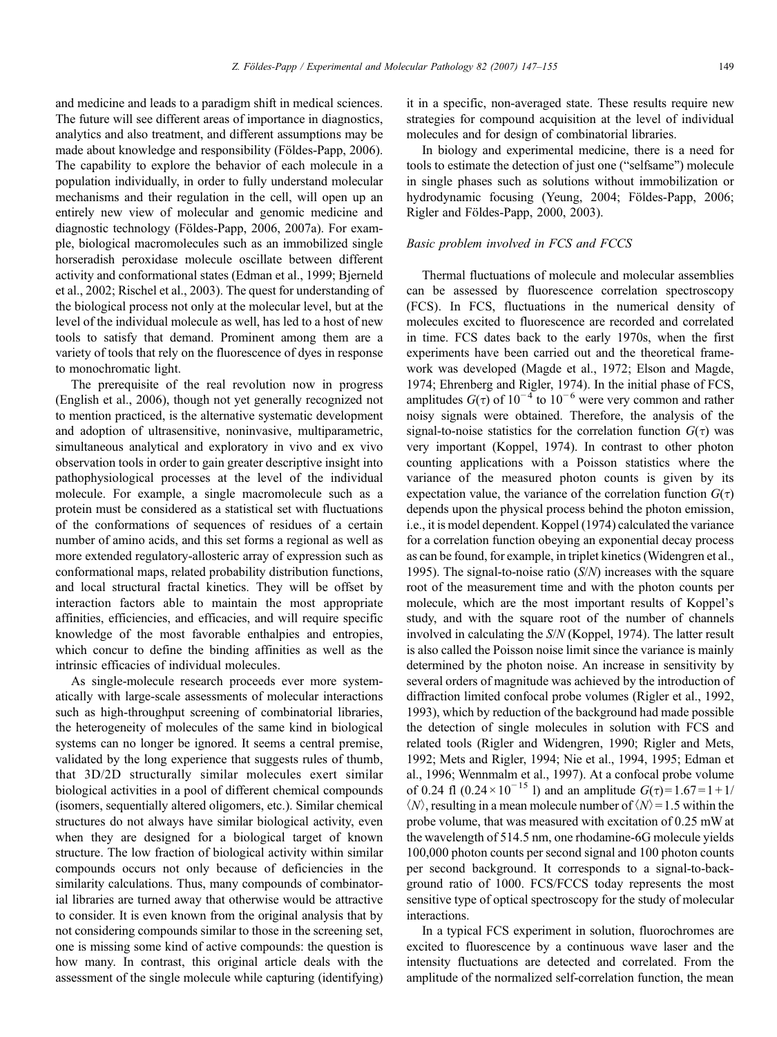and medicine and leads to a paradigm shift in medical sciences. The future will see different areas of importance in diagnostics, analytics and also treatment, and different assumptions may be made about knowledge and responsibility (Földes-Papp, 2006). The capability to explore the behavior of each molecule in a population individually, in order to fully understand molecular mechanisms and their regulation in the cell, will open up an entirely new view of molecular and genomic medicine and diagnostic technology (Földes-Papp, 2006, 2007a). For example, biological macromolecules such as an immobilized single horseradish peroxidase molecule oscillate between different activity and conformational states (Edman et al., 1999; Bjerneld et al., 2002; Rischel et al., 2003). The quest for understanding of the biological process not only at the molecular level, but at the level of the individual molecule as well, has led to a host of new tools to satisfy that demand. Prominent among them are a variety of tools that rely on the fluorescence of dyes in response to monochromatic light.

The prerequisite of the real revolution now in progress (English et al., 2006), though not yet generally recognized not to mention practiced, is the alternative systematic development and adoption of ultrasensitive, noninvasive, multiparametric, simultaneous analytical and exploratory in vivo and ex vivo observation tools in order to gain greater descriptive insight into pathophysiological processes at the level of the individual molecule. For example, a single macromolecule such as a protein must be considered as a statistical set with fluctuations of the conformations of sequences of residues of a certain number of amino acids, and this set forms a regional as well as more extended regulatory-allosteric array of expression such as conformational maps, related probability distribution functions, and local structural fractal kinetics. They will be offset by interaction factors able to maintain the most appropriate affinities, efficiencies, and efficacies, and will require specific knowledge of the most favorable enthalpies and entropies, which concur to define the binding affinities as well as the intrinsic efficacies of individual molecules.

As single-molecule research proceeds ever more systematically with large-scale assessments of molecular interactions such as high-throughput screening of combinatorial libraries, the heterogeneity of molecules of the same kind in biological systems can no longer be ignored. It seems a central premise, validated by the long experience that suggests rules of thumb, that 3D/2D structurally similar molecules exert similar biological activities in a pool of different chemical compounds (isomers, sequentially altered oligomers, etc.). Similar chemical structures do not always have similar biological activity, even when they are designed for a biological target of known structure. The low fraction of biological activity within similar compounds occurs not only because of deficiencies in the similarity calculations. Thus, many compounds of combinatorial libraries are turned away that otherwise would be attractive to consider. It is even known from the original analysis that by not considering compounds similar to those in the screening set, one is missing some kind of active compounds: the question is how many. In contrast, this original article deals with the assessment of the single molecule while capturing (identifying) it in a specific, non-averaged state. These results require new strategies for compound acquisition at the level of individual molecules and for design of combinatorial libraries.

In biology and experimental medicine, there is a need for tools to estimate the detection of just one ("selfsame") molecule in single phases such as solutions without immobilization or hydrodynamic focusing (Yeung, 2004; Földes-Papp, 2006; Rigler and Földes-Papp, 2000, 2003).

### *Basic problem involved in FCS and FCCS*

Thermal fluctuations of molecule and molecular assemblies can be assessed by fluorescence correlation spectroscopy (FCS). In FCS, fluctuations in the numerical density of molecules excited to fluorescence are recorded and correlated in time. FCS dates back to the early 1970s, when the first experiments have been carried out and the theoretical framework was developed (Magde et al., 1972; Elson and Magde, 1974; Ehrenberg and Rigler, 1974). In the initial phase of FCS, amplitudes $G(\tau)$ of $10^{-4}$ to $10^{-6}$ were very common and rather noisy signals were obtained. Therefore, the analysis of the signal-to-noise statistics for the correlation function $G(\tau)$ was very important (Koppel, 1974). In contrast to other photon counting applications with a Poisson statistics where the variance of the measured photon counts is given by its expectation value, the variance of the correlation function $G(\tau)$ depends upon the physical process behind the photon emission, i.e., it is model dependent. Koppel (1974) calculated the variance for a correlation function obeying an exponential decay process as can be found, for example, in triplet kinetics (Widengren et al., 1995). The signal-to-noise ratio ($S/N$) increases with the square root of the measurement time and with the photon counts per molecule, which are the most important results of Koppel's study, and with the square root of the number of channels involved in calculating the $S/N$ (Koppel, 1974). The latter result is also called the Poisson noise limit since the variance is mainly determined by the photon noise. An increase in sensitivity by several orders of magnitude was achieved by the introduction of diffraction limited confocal probe volumes (Rigler et al., 1992, 1993), which by reduction of the background had made possible the detection of single molecules in solution with FCS and related tools (Rigler and Widengren, 1990; Rigler and Mets, 1992; Mets and Rigler, 1994; Nie et al., 1994, 1995; Edman et al., 1996; Wennmalm et al., 1997). At a confocal probe volume of 0.24 fl ($0.24 \times 10^{-15}$ l) and an amplitude $G(\tau) = 1.67 = 1 + 1/\langle N \rangle$, resulting in a mean molecule number of $\langle N \rangle = 1.5$ within the probe volume, that was measured with excitation of 0.25 mW at the wavelength of 514.5 nm, one rhodamine-6G molecule yields 100,000 photon counts per second signal and 100 photon counts per second background. It corresponds to a signal-to-background ratio of 1000. FCS/FCCS today represents the most sensitive type of optical spectroscopy for the study of molecular interactions.

In a typical FCS experiment in solution, fluorochromes are excited to fluorescence by a continuous wave laser and the intensity fluctuations are detected and correlated. From the amplitude of the normalized self-correlation function, the mean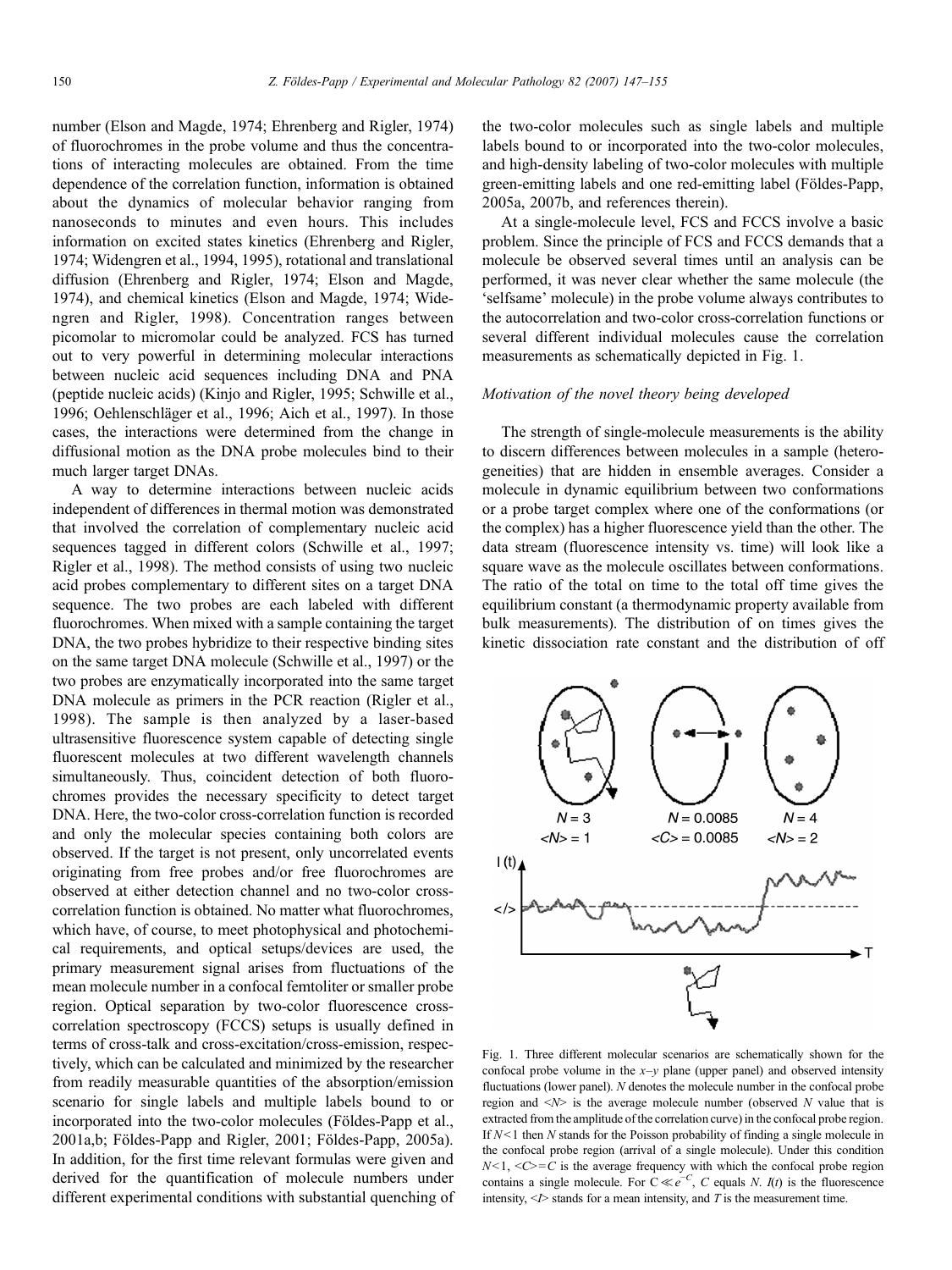number (Elson and Magde, 1974; Ehrenberg and Rigler, 1974) of fluorochromes in the probe volume and thus the concentrations of interacting molecules are obtained. From the time dependence of the correlation function, information is obtained about the dynamics of molecular behavior ranging from nanoseconds to minutes and even hours. This includes information on excited states kinetics (Ehrenberg and Rigler, 1974; Widengren et al., 1994, 1995), rotational and translational diffusion (Ehrenberg and Rigler, 1974; Elson and Magde, 1974), and chemical kinetics (Elson and Magde, 1974; Widengren and Rigler, 1998). Concentration ranges between picomolar to micromolar could be analyzed. FCS has turned out to very powerful in determining molecular interactions between nucleic acid sequences including DNA and PNA (peptide nucleic acids) (Kinjo and Rigler, 1995; Schwille et al., 1996; Oehlenschläger et al., 1996; Aich et al., 1997). In those cases, the interactions were determined from the change in diffusional motion as the DNA probe molecules bind to their much larger target DNAs.

A way to determine interactions between nucleic acids independent of differences in thermal motion was demonstrated that involved the correlation of complementary nucleic acid sequences tagged in different colors (Schwille et al., 1997; Rigler et al., 1998). The method consists of using two nucleic acid probes complementary to different sites on a target DNA sequence. The two probes are each labeled with different fluorochromes. When mixed with a sample containing the target DNA, the two probes hybridize to their respective binding sites on the same target DNA molecule (Schwille et al., 1997) or the two probes are enzymatically incorporated into the same target DNA molecule as primers in the PCR reaction (Rigler et al., 1998). The sample is then analyzed by a laser-based ultrasensitive fluorescence system capable of detecting single fluorescent molecules at two different wavelength channels simultaneously. Thus, coincident detection of both fluorochromes provides the necessary specificity to detect target DNA. Here, the two-color cross-correlation function is recorded and only the molecular species containing both colors are observed. If the target is not present, only uncorrelated events originating from free probes and/or free fluorochromes are observed at either detection channel and no two-color cross-correlation function is obtained. No matter what fluorochromes, which have, of course, to meet photophysical and photochemical requirements, and optical setups/devices are used, the primary measurement signal arises from fluctuations of the mean molecule number in a confocal femtoliter or smaller probe region. Optical separation by two-color fluorescence cross-correlation spectroscopy (FCCS) setups is usually defined in terms of cross-talk and cross-excitation/cross-emission, respectively, which can be calculated and minimized by the researcher from readily measurable quantities of the absorption/emission scenario for single labels and multiple labels bound to or incorporated into the two-color molecules (Földes-Papp et al., 2001a,b; Földes-Papp and Rigler, 2001; Földes-Papp, 2005a). In addition, for the first time relevant formulas were given and derived for the quantification of molecule numbers under different experimental conditions with substantial quenching of the two-color molecules such as single labels and multiple labels bound to or incorporated into the two-color molecules, and high-density labeling of two-color molecules with multiple green-emitting labels and one red-emitting label (Földes-Papp, 2005a, 2007b, and references therein).

At a single-molecule level, FCS and FCCS involve a basic problem. Since the principle of FCS and FCCS demands that a molecule be observed several times until an analysis can be performed, it was never clear whether the same molecule (the 'selfsame' molecule) in the probe volume always contributes to the autocorrelation and two-color cross-correlation functions or several different individual molecules cause the correlation measurements as schematically depicted in Fig. 1.

### *Motivation of the novel theory being developed*

The strength of single-molecule measurements is the ability to discern differences between molecules in a sample (heterogeneities) that are hidden in ensemble averages. Consider a molecule in dynamic equilibrium between two conformations or a probe target complex where one of the conformations (or the complex) has a higher fluorescence yield than the other. The data stream (fluorescence intensity vs. time) will look like a square wave as the molecule oscillates between conformations. The ratio of the total on time to the total off time gives the equilibrium constant (a thermodynamic property available from bulk measurements). The distribution of on times gives the kinetic dissociation rate constant and the distribution of off

$N = 3$ $\langle N \rangle = 1$

$N = 0.0085$ $\langle C \rangle = 0.0085$

$N = 4$ $\langle N \rangle = 2$

I (t)

$\langle I \rangle$

T

Fig. 1. Three different molecular scenarios are schematically shown for the confocal probe volume in the *x*–*y* plane (upper panel) and observed intensity fluctuations (lower panel). *N* denotes the molecule number in the confocal probe region and $\langle N \rangle$ is the average molecule number (observed *N* value that is extracted from the amplitude of the correlation curve) in the confocal probe region. If $N<1$ then *N* stands for the Poisson probability of finding a single molecule in the confocal probe region (arrival of a single molecule). Under this condition $N<1$, $\langle C \rangle = C$ is the average frequency with which the confocal probe region contains a single molecule. For $C \ll e^{-C}$, *C* equals *N*. $I(t)$ is the fluorescence intensity, $\langle I \rangle$ stands for a mean intensity, and *T* is the measurement time.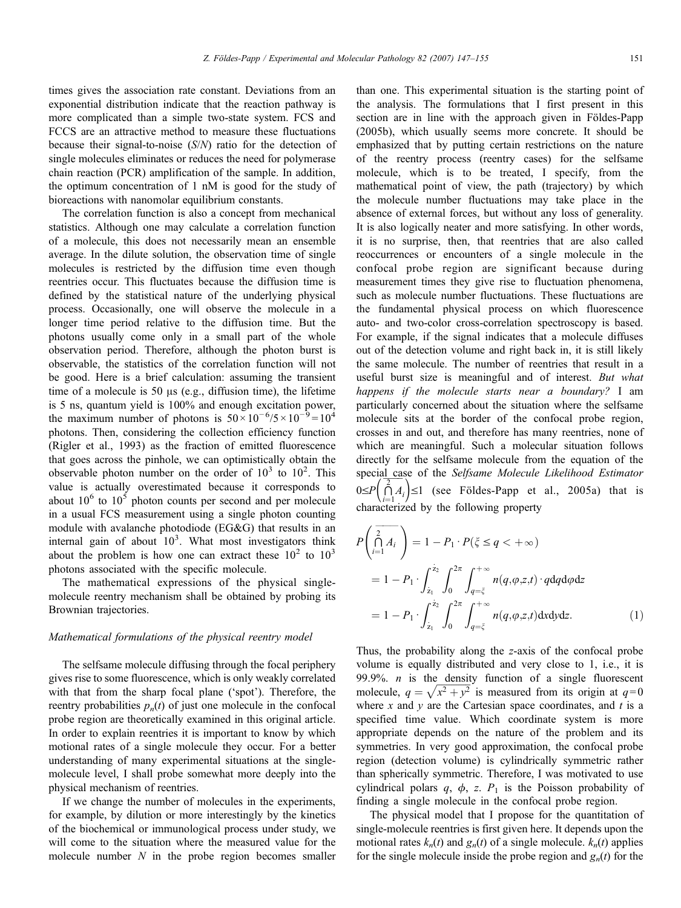times gives the association rate constant. Deviations from an exponential distribution indicate that the reaction pathway is more complicated than a simple two-state system. FCS and FCCS are an attractive method to measure these fluctuations because their signal-to-noise (*S/N*) ratio for the detection of single molecules eliminates or reduces the need for polymerase chain reaction (PCR) amplification of the sample. In addition, the optimum concentration of 1 nM is good for the study of bioreactions with nanomolar equilibrium constants.

The correlation function is also a concept from mechanical statistics. Although one may calculate a correlation function of a molecule, this does not necessarily mean an ensemble average. In the dilute solution, the observation time of single molecules is restricted by the diffusion time even though reentries occur. This fluctuates because the diffusion time is defined by the statistical nature of the underlying physical process. Occasionally, one will observe the molecule in a longer time period relative to the diffusion time. But the photons usually come only in a small part of the whole observation period. Therefore, although the photon burst is observable, the statistics of the correlation function will not be good. Here is a brief calculation: assuming the transient time of a molecule is 50 μs (e.g., diffusion time), the lifetime is 5 ns, quantum yield is 100% and enough excitation power, the maximum number of photons is $50\times10^{-6}/5\times10^{-9}=10^{4}$ photons. Then, considering the collection efficiency function (Rigler et al., 1993) as the fraction of emitted fluorescence that goes across the pinhole, we can optimistically obtain the observable photon number on the order of $10^{3}$ to $10^{2}$. This value is actually overestimated because it corresponds to about $10^{6}$ to $10^{5}$ photon counts per second and per molecule in a usual FCS measurement using a single photon counting module with avalanche photodiode (EG&G) that results in an internal gain of about $10^{3}$. What most investigators think about the problem is how one can extract these $10^{2}$ to $10^{3}$ photons associated with the specific molecule.

The mathematical expressions of the physical single-molecule reentry mechanism shall be obtained by probing its Brownian trajectories.

### *Mathematical formulations of the physical reentry model*

The selfsame molecule diffusing through the focal periphery gives rise to some fluorescence, which is only weakly correlated with that from the sharp focal plane ('spot'). Therefore, the reentry probabilities $p_n(t)$ of just one molecule in the confocal probe region are theoretically examined in this original article. In order to explain reentries it is important to know by which motional rates of a single molecule they occur. For a better understanding of many experimental situations at the single-molecule level, I shall probe somewhat more deeply into the physical mechanism of reentries.

If we change the number of molecules in the experiments, for example, by dilution or more interestingly by the kinetics of the biochemical or immunological process under study, we will come to the situation where the measured value for the molecule number $N$ in the probe region becomes smaller than one. This experimental situation is the starting point of the analysis. The formulations that I first present in this section are in line with the approach given in Földes-Papp (2005b), which usually seems more concrete. It should be emphasized that by putting certain restrictions on the nature of the reentry process (reentry cases) for the selfsame molecule, which is to be treated, I specify, from the mathematical point of view, the path (trajectory) by which the molecule number fluctuations may take place in the absence of external forces, but without any loss of generality. It is also logically neater and more satisfying. In other words, it is no surprise, then, that reentries that are also called reoccurrences or encounters of a single molecule in the confocal probe region are significant because during measurement times they give rise to fluctuation phenomena, such as molecule number fluctuations. These fluctuations are the fundamental physical process on which fluorescence auto- and two-color cross-correlation spectroscopy is based. For example, if the signal indicates that a molecule diffuses out of the detection volume and right back in, it is still likely the same molecule. The number of reentries that result in a useful burst size is meaningful and of interest. *But what happens if the molecule starts near a boundary?* I am particularly concerned about the situation where the selfsame molecule sits at the border of the confocal probe region, crosses in and out, and therefore has many reentries, none of which are meaningful. Such a molecular situation follows directly for the selfsame molecule from the equation of the special case of the *Selfsame Molecule Likelihood Estimator* $0\le P\left(\bigcap_{i=1}^{2} A_i\right)\le 1$ (see Földes-Papp et al., 2005a) that is characterized by the following property

$$
\begin{aligned}
P\left(\overline{\bigcap_{i=1}^{2} A_i}\right) &= 1 - P_1 \cdot P(\xi \le q < +\infty) \\
&= 1 - P_1 \cdot \int_{\dot{z}_1}^{\dot{z}_2} \int_0^{2\pi} \int_{q=\xi}^{+\infty} n(q,\varphi,z,t)\cdot q\,\mathrm{d}q\,\mathrm{d}\varphi\,\mathrm{d}z \\
&= 1 - P_1 \cdot \int_{\dot{z}_1}^{\dot{z}_2} \int_0^{2\pi} \int_{q=\xi}^{+\infty} n(q,\varphi,z,t)\,\mathrm{d}x\,\mathrm{d}y\,\mathrm{d}z. \qquad (1)
\end{aligned}
$$

Thus, the probability along the $z$-axis of the confocal probe volume is equally distributed and very close to 1, i.e., it is 99.9%. $n$ is the density function of a single fluorescent molecule, $q=\sqrt{x^2+y^2}$ is measured from its origin at $q=0$ where $x$ and $y$ are the Cartesian space coordinates, and $t$ is a specified time value. Which coordinate system is more appropriate depends on the nature of the problem and its symmetries. In very good approximation, the confocal probe region (detection volume) is cylindrically symmetric rather than spherically symmetric. Therefore, I was motivated to use cylindrical polars $q$, $\phi$, $z$. $P_1$ is the Poisson probability of finding a single molecule in the confocal probe region.

The physical model that I propose for the quantitation of single-molecule reentries is first given here. It depends upon the motional rates $k_n(t)$ and $g_n(t)$ of a single molecule. $k_n(t)$ applies for the single molecule inside the probe region and $g_n(t)$ for the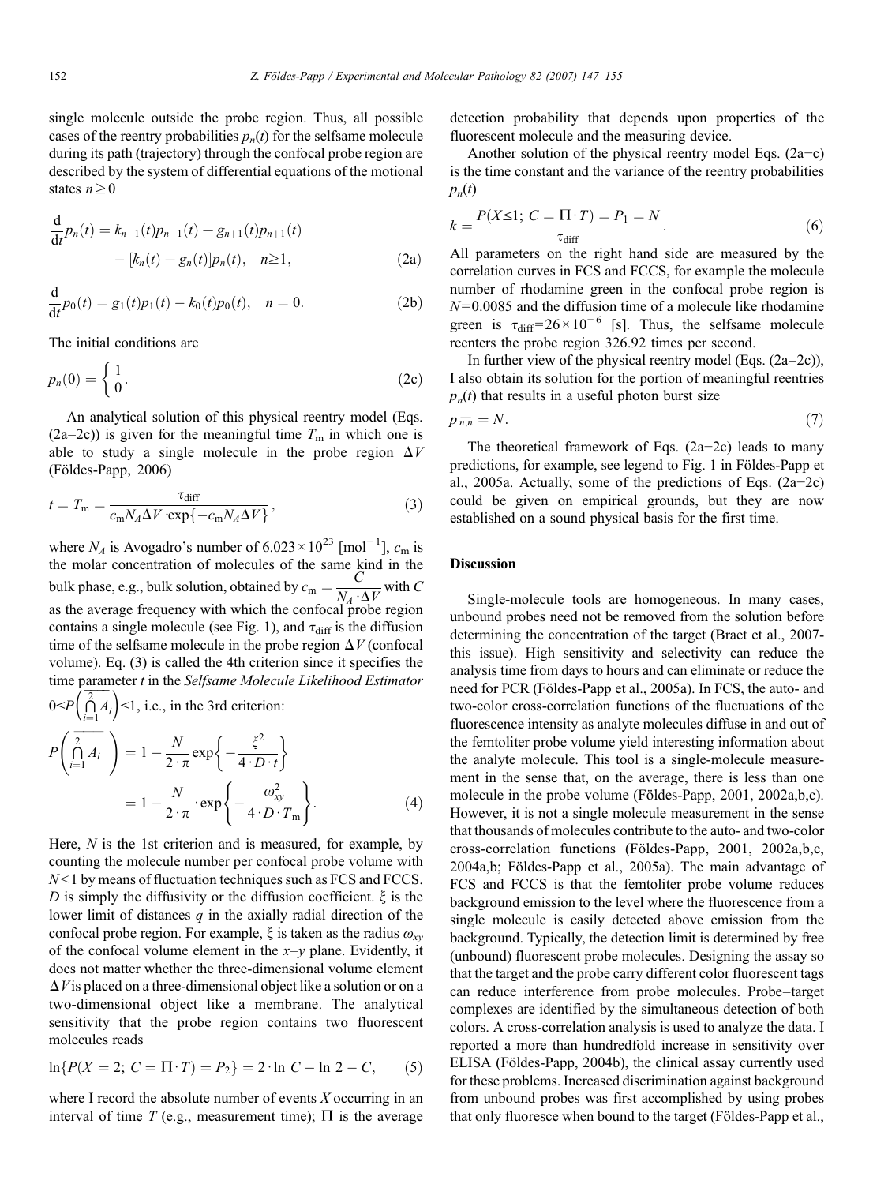single molecule outside the probe region. Thus, all possible cases of the reentry probabilities $p_n(t)$ for the selfsame molecule during its path (trajectory) through the confocal probe region are described by the system of differential equations of the motional states $n \geq 0$

$$\frac{\mathrm{d}}{\mathrm{d}t}p_n(t) = k_{n-1}(t)p_{n-1}(t) + g_{n+1}(t)p_{n+1}(t) - [k_n(t) + g_n(t)]p_n(t), \quad n \geq 1, \tag{2a}$$

$$\frac{\mathrm{d}}{\mathrm{d}t}p_0(t) = g_1(t)p_1(t) - k_0(t)p_0(t), \quad n = 0. \tag{2b}$$

The initial conditions are

$$p_n(0) = \begin{cases} 1 \\ 0 \end{cases}. \tag{2c}$$

An analytical solution of this physical reentry model (Eqs. (2a–2c)) is given for the meaningful time $T_\mathrm{m}$ in which one is able to study a single molecule in the probe region $\Delta V$ (Földes-Papp, 2006)

$$t = T_\mathrm{m} = \frac{\tau_\mathrm{diff}}{c_\mathrm{m} N_A \Delta V \cdot \exp\{-c_\mathrm{m} N_A \Delta V\}}, \tag{3}$$

where $N_A$ is Avogadro's number of $6.023 \times 10^{23}$ [mol$^{-1}$], $c_\mathrm{m}$ is the molar concentration of molecules of the same kind in the bulk phase, e.g., bulk solution, obtained by $c_\mathrm{m} = \frac{C}{N_A \cdot \Delta V}$ with $C$ as the average frequency with which the confocal probe region contains a single molecule (see Fig. 1), and $\tau_\mathrm{diff}$ is the diffusion time of the selfsame molecule in the probe region $\Delta V$ (confocal volume). Eq. (3) is called the 4th criterion since it specifies the time parameter $t$ in the *Selfsame Molecule Likelihood Estimator* $0 \leq P\left(\bigcap_{i=1}^{2} A_i\right) \leq 1$, i.e., in the 3rd criterion:

$$P\left(\overline{\bigcap_{i=1}^{2} A_i}\right) = 1 - \frac{N}{2 \cdot \pi} \exp\left\{-\frac{\xi^2}{4 \cdot D \cdot t}\right\} = 1 - \frac{N}{2 \cdot \pi} \cdot \exp\left\{-\frac{\omega_{xy}^2}{4 \cdot D \cdot T_\mathrm{m}}\right\}. \tag{4}$$

Here, $N$ is the 1st criterion and is measured, for example, by counting the molecule number per confocal probe volume with $N < 1$ by means of fluctuation techniques such as FCS and FCCS. $D$ is simply the diffusivity or the diffusion coefficient. $\xi$ is the lower limit of distances $q$ in the axially radial direction of the confocal probe region. For example, $\xi$ is taken as the radius $\omega_{xy}$ of the confocal volume element in the $x$–$y$ plane. Evidently, it does not matter whether the three-dimensional volume element $\Delta V$ is placed on a three-dimensional object like a solution or on a two-dimensional object like a membrane. The analytical sensitivity that the probe region contains two fluorescent molecules reads

$$\ln\{P(X = 2;\ C = \Pi \cdot T) = P_2\} = 2 \cdot \ln C - \ln 2 - C, \tag{5}$$

where I record the absolute number of events $X$ occurring in an interval of time $T$ (e.g., measurement time); $\Pi$ is the average detection probability that depends upon properties of the fluorescent molecule and the measuring device.

Another solution of the physical reentry model Eqs. (2a−c) is the time constant and the variance of the reentry probabilities $p_n(t)$

$$k = \frac{P(X \leq 1;\ C = \Pi \cdot T) = P_1 = N}{\tau_\mathrm{diff}}. \tag{6}$$

All parameters on the right hand side are measured by the correlation curves in FCS and FCCS, for example the molecule number of rhodamine green in the confocal probe region is $N = 0.0085$ and the diffusion time of a molecule like rhodamine green is $\tau_\mathrm{diff} = 26 \times 10^{-6}$ [s]. Thus, the selfsame molecule reenters the probe region 326.92 times per second.

In further view of the physical reentry model (Eqs. (2a–2c)), I also obtain its solution for the portion of meaningful reentries $p_n(t)$ that results in a useful photon burst size

$$p_{\overline{n},n} = N. \tag{7}$$

The theoretical framework of Eqs. (2a−2c) leads to many predictions, for example, see legend to Fig. 1 in Földes-Papp et al., 2005a. Actually, some of the predictions of Eqs. (2a−2c) could be given on empirical grounds, but they are now established on a sound physical basis for the first time.

## Discussion

Single-molecule tools are homogeneous. In many cases, unbound probes need not be removed from the solution before determining the concentration of the target (Braet et al., 2007-this issue). High sensitivity and selectivity can reduce the analysis time from days to hours and can eliminate or reduce the need for PCR (Földes-Papp et al., 2005a). In FCS, the auto- and two-color cross-correlation functions of the fluctuations of the fluorescence intensity as analyte molecules diffuse in and out of the femtoliter probe volume yield interesting information about the analyte molecule. This tool is a single-molecule measurement in the sense that, on the average, there is less than one molecule in the probe volume (Földes-Papp, 2001, 2002a,b,c). However, it is not a single molecule measurement in the sense that thousands of molecules contribute to the auto- and two-color cross-correlation functions (Földes-Papp, 2001, 2002a,b,c, 2004a,b; Földes-Papp et al., 2005a). The main advantage of FCS and FCCS is that the femtoliter probe volume reduces background emission to the level where the fluorescence from a single molecule is easily detected above emission from the background. Typically, the detection limit is determined by free (unbound) fluorescent probe molecules. Designing the assay so that the target and the probe carry different color fluorescent tags can reduce interference from probe molecules. Probe–target complexes are identified by the simultaneous detection of both colors. A cross-correlation analysis is used to analyze the data. I reported a more than hundredfold increase in sensitivity over ELISA (Földes-Papp, 2004b), the clinical assay currently used for these problems. Increased discrimination against background from unbound probes was first accomplished by using probes that only fluoresce when bound to the target (Földes-Papp et al.,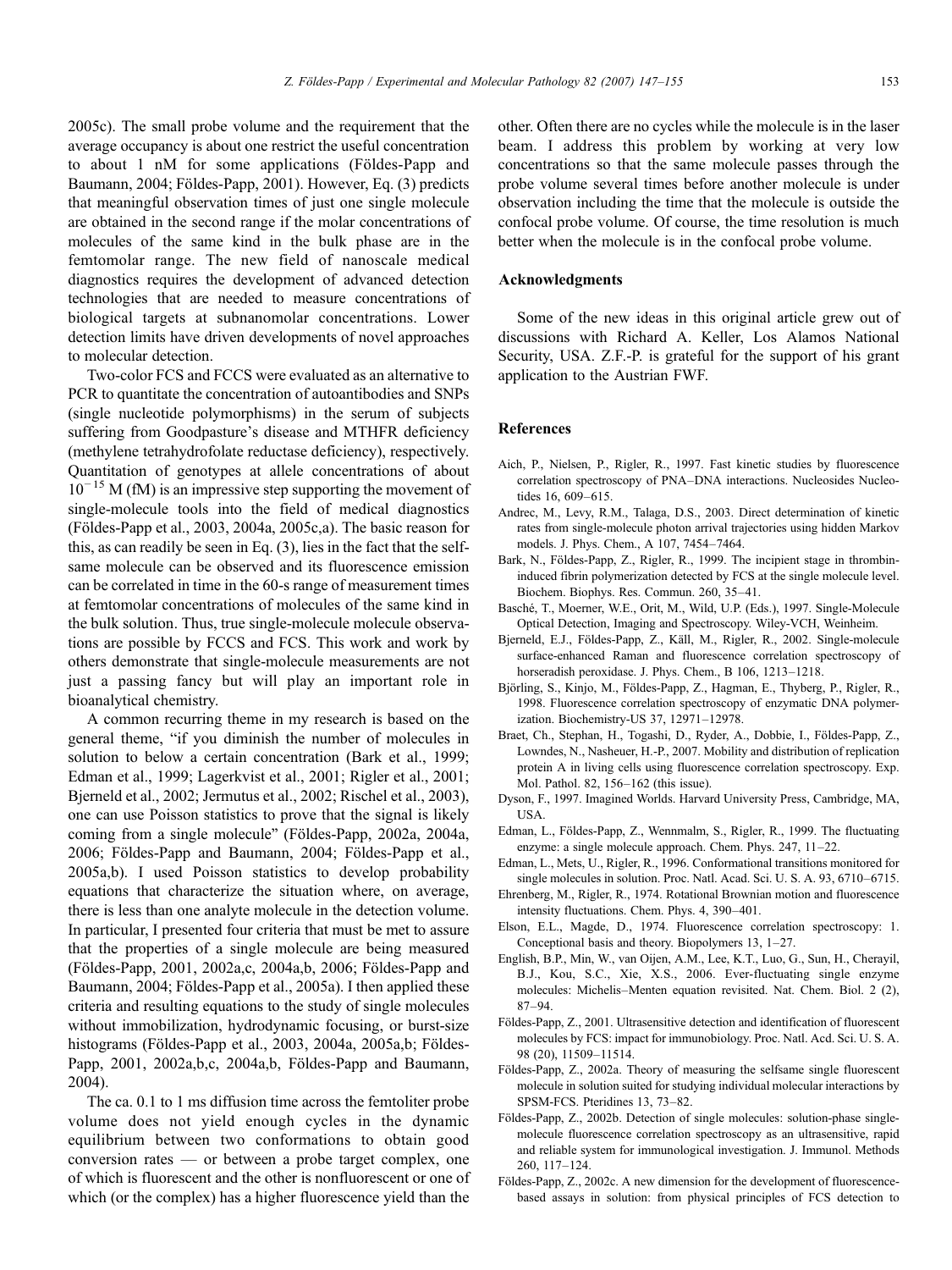2005c). The small probe volume and the requirement that the average occupancy is about one restrict the useful concentration to about 1 nM for some applications (Földes-Papp and Baumann, 2004; Földes-Papp, 2001). However, Eq. (3) predicts that meaningful observation times of just one single molecule are obtained in the second range if the molar concentrations of molecules of the same kind in the bulk phase are in the femtomolar range. The new field of nanoscale medical diagnostics requires the development of advanced detection technologies that are needed to measure concentrations of biological targets at subnanomolar concentrations. Lower detection limits have driven developments of novel approaches to molecular detection.

Two-color FCS and FCCS were evaluated as an alternative to PCR to quantitate the concentration of autoantibodies and SNPs (single nucleotide polymorphisms) in the serum of subjects suffering from Goodpasture's disease and MTHFR deficiency (methylene tetrahydrofolate reductase deficiency), respectively. Quantitation of genotypes at allele concentrations of about $10^{-15}$ M (fM) is an impressive step supporting the movement of single-molecule tools into the field of medical diagnostics (Földes-Papp et al., 2003, 2004a, 2005c,a). The basic reason for this, as can readily be seen in Eq. (3), lies in the fact that the selfsame molecule can be observed and its fluorescence emission can be correlated in time in the 60-s range of measurement times at femtomolar concentrations of molecules of the same kind in the bulk solution. Thus, true single-molecule molecule observations are possible by FCCS and FCS. This work and work by others demonstrate that single-molecule measurements are not just a passing fancy but will play an important role in bioanalytical chemistry.

A common recurring theme in my research is based on the general theme, "if you diminish the number of molecules in solution to below a certain concentration (Bark et al., 1999; Edman et al., 1999; Lagerkvist et al., 2001; Rigler et al., 2001; Bjerneld et al., 2002; Jermutus et al., 2002; Rischel et al., 2003), one can use Poisson statistics to prove that the signal is likely coming from a single molecule" (Földes-Papp, 2002a, 2004a, 2006; Földes-Papp and Baumann, 2004; Földes-Papp et al., 2005a,b). I used Poisson statistics to develop probability equations that characterize the situation where, on average, there is less than one analyte molecule in the detection volume. In particular, I presented four criteria that must be met to assure that the properties of a single molecule are being measured (Földes-Papp, 2001, 2002a,c, 2004a,b, 2006; Földes-Papp and Baumann, 2004; Földes-Papp et al., 2005a). I then applied these criteria and resulting equations to the study of single molecules without immobilization, hydrodynamic focusing, or burst-size histograms (Földes-Papp et al., 2003, 2004a, 2005a,b; Földes-Papp, 2001, 2002a,b,c, 2004a,b, Földes-Papp and Baumann, 2004).

The ca. 0.1 to 1 ms diffusion time across the femtoliter probe volume does not yield enough cycles in the dynamic equilibrium between two conformations to obtain good conversion rates — or between a probe target complex, one of which is fluorescent and the other is nonfluorescent or one of which (or the complex) has a higher fluorescence yield than the other. Often there are no cycles while the molecule is in the laser beam. I address this problem by working at very low concentrations so that the same molecule passes through the probe volume several times before another molecule is under observation including the time that the molecule is outside the confocal probe volume. Of course, the time resolution is much better when the molecule is in the confocal probe volume.

## Acknowledgments

Some of the new ideas in this original article grew out of discussions with Richard A. Keller, Los Alamos National Security, USA. Z.F.-P. is grateful for the support of his grant application to the Austrian FWF.

## References

Aich, P., Nielsen, P., Rigler, R., 1997. Fast kinetic studies by fluorescence correlation spectroscopy of PNA–DNA interactions. Nucleosides Nucleotides 16, 609–615.

Andrec, M., Levy, R.M., Talaga, D.S., 2003. Direct determination of kinetic rates from single-molecule photon arrival trajectories using hidden Markov models. J. Phys. Chem., A 107, 7454–7464.

Bark, N., Földes-Papp, Z., Rigler, R., 1999. The incipient stage in thrombin-induced fibrin polymerization detected by FCS at the single molecule level. Biochem. Biophys. Res. Commun. 260, 35–41.

Basché, T., Moerner, W.E., Orit, M., Wild, U.P. (Eds.), 1997. Single-Molecule Optical Detection, Imaging and Spectroscopy. Wiley-VCH, Weinheim.

Bjerneld, E.J., Földes-Papp, Z., Käll, M., Rigler, R., 2002. Single-molecule surface-enhanced Raman and fluorescence correlation spectroscopy of horseradish peroxidase. J. Phys. Chem., B 106, 1213–1218.

Björling, S., Kinjo, M., Földes-Papp, Z., Hagman, E., Thyberg, P., Rigler, R., 1998. Fluorescence correlation spectroscopy of enzymatic DNA polymerization. Biochemistry-US 37, 12971–12978.

Braet, Ch., Stephan, H., Togashi, D., Ryder, A., Dobbie, I., Földes-Papp, Z., Lowndes, N., Nasheuer, H.-P., 2007. Mobility and distribution of replication protein A in living cells using fluorescence correlation spectroscopy. Exp. Mol. Pathol. 82, 156–162 (this issue).

Dyson, F., 1997. Imagined Worlds. Harvard University Press, Cambridge, MA, USA.

Edman, L., Földes-Papp, Z., Wennmalm, S., Rigler, R., 1999. The fluctuating enzyme: a single molecule approach. Chem. Phys. 247, 11–22.

Edman, L., Mets, U., Rigler, R., 1996. Conformational transitions monitored for single molecules in solution. Proc. Natl. Acad. Sci. U. S. A. 93, 6710–6715.

Ehrenberg, M., Rigler, R., 1974. Rotational Brownian motion and fluorescence intensity fluctuations. Chem. Phys. 4, 390–401.

Elson, E.L., Magde, D., 1974. Fluorescence correlation spectroscopy: 1. Conceptional basis and theory. Biopolymers 13, 1–27.

English, B.P., Min, W., van Oijen, A.M., Lee, K.T., Luo, G., Sun, H., Cherayil, B.J., Kou, S.C., Xie, X.S., 2006. Ever-fluctuating single enzyme molecules: Michelis–Menten equation revisited. Nat. Chem. Biol. 2 (2), 87–94.

Földes-Papp, Z., 2001. Ultrasensitive detection and identification of fluorescent molecules by FCS: impact for immunobiology. Proc. Natl. Acd. Sci. U. S. A. 98 (20), 11509–11514.

Földes-Papp, Z., 2002a. Theory of measuring the selfsame single fluorescent molecule in solution suited for studying individual molecular interactions by SPSM-FCS. Pteridines 13, 73–82.

Földes-Papp, Z., 2002b. Detection of single molecules: solution-phase single-molecule fluorescence correlation spectroscopy as an ultrasensitive, rapid and reliable system for immunological investigation. J. Immunol. Methods 260, 117–124.

Földes-Papp, Z., 2002c. A new dimension for the development of fluorescence-based assays in solution: from physical principles of FCS detection to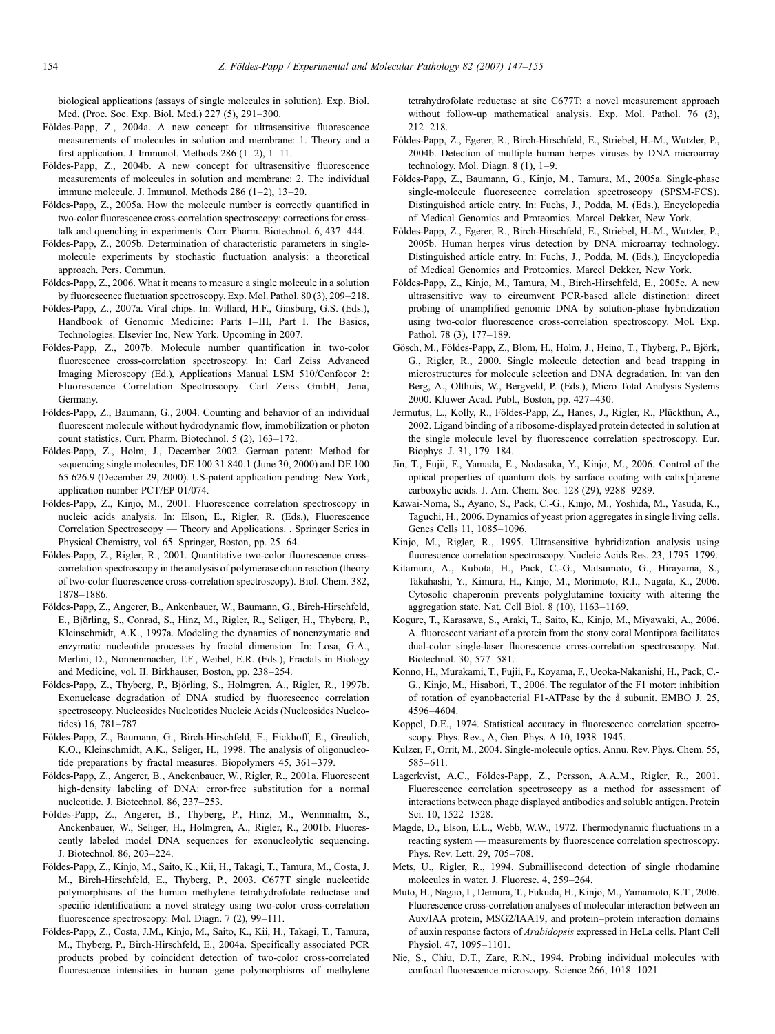biological applications (assays of single molecules in solution). Exp. Biol. Med. (Proc. Soc. Exp. Biol. Med.) 227 (5), 291–300.

Földes-Papp, Z., 2004a. A new concept for ultrasensitive fluorescence measurements of molecules in solution and membrane: 1. Theory and a first application. J. Immunol. Methods 286 (1–2), 1–11.

Földes-Papp, Z., 2004b. A new concept for ultrasensitive fluorescence measurements of molecules in solution and membrane: 2. The individual immune molecule. J. Immunol. Methods 286 (1–2), 13–20.

Földes-Papp, Z., 2005a. How the molecule number is correctly quantified in two-color fluorescence cross-correlation spectroscopy: corrections for cross-talk and quenching in experiments. Curr. Pharm. Biotechnol. 6, 437–444.

Földes-Papp, Z., 2005b. Determination of characteristic parameters in single-molecule experiments by stochastic fluctuation analysis: a theoretical approach. Pers. Commun.

Földes-Papp, Z., 2006. What it means to measure a single molecule in a solution by fluorescence fluctuation spectroscopy. Exp. Mol. Pathol. 80 (3), 209–218.

Földes-Papp, Z., 2007a. Viral chips. In: Willard, H.F., Ginsburg, G.S. (Eds.), Handbook of Genomic Medicine: Parts I–III, Part I. The Basics, Technologies. Elsevier Inc, New York. Upcoming in 2007.

Földes-Papp, Z., 2007b. Molecule number quantification in two-color fluorescence cross-correlation spectroscopy. In: Carl Zeiss Advanced Imaging Microscopy (Ed.), Applications Manual LSM 510/Confocor 2: Fluorescence Correlation Spectroscopy. Carl Zeiss GmbH, Jena, Germany.

Földes-Papp, Z., Baumann, G., 2004. Counting and behavior of an individual fluorescent molecule without hydrodynamic flow, immobilization or photon count statistics. Curr. Pharm. Biotechnol. 5 (2), 163–172.

Földes-Papp, Z., Holm, J., December 2002. German patent: Method for sequencing single molecules, DE 100 31 840.1 (June 30, 2000) and DE 100 65 626.9 (December 29, 2000). US-patent application pending: New York, application number PCT/EP 01/074.

Földes-Papp, Z., Kinjo, M., 2001. Fluorescence correlation spectroscopy in nucleic acids analysis. In: Elson, E., Rigler, R. (Eds.), Fluorescence Correlation Spectroscopy — Theory and Applications. . Springer Series in Physical Chemistry, vol. 65. Springer, Boston, pp. 25–64.

Földes-Papp, Z., Rigler, R., 2001. Quantitative two-color fluorescence cross-correlation spectroscopy in the analysis of polymerase chain reaction (theory of two-color fluorescence cross-correlation spectroscopy). Biol. Chem. 382, 1878–1886.

Földes-Papp, Z., Angerer, B., Ankenbauer, W., Baumann, G., Birch-Hirschfeld, E., Björling, S., Conrad, S., Hinz, M., Rigler, R., Seliger, H., Thyberg, P., Kleinschmidt, A.K., 1997a. Modeling the dynamics of nonenzymatic and enzymatic nucleotide processes by fractal dimension. In: Losa, G.A., Merlini, D., Nonnenmacher, T.F., Weibel, E.R. (Eds.), Fractals in Biology and Medicine, vol. II. Birkhauser, Boston, pp. 238–254.

Földes-Papp, Z., Thyberg, P., Björling, S., Holmgren, A., Rigler, R., 1997b. Exonuclease degradation of DNA studied by fluorescence correlation spectroscopy. Nucleosides Nucleotides Nucleic Acids (Nucleosides Nucleotides) 16, 781–787.

Földes-Papp, Z., Baumann, G., Birch-Hirschfeld, E., Eickhoff, E., Greulich, K.O., Kleinschmidt, A.K., Seliger, H., 1998. The analysis of oligonucleotide preparations by fractal measures. Biopolymers 45, 361–379.

Földes-Papp, Z., Angerer, B., Anckenbauer, W., Rigler, R., 2001a. Fluorescent high-density labeling of DNA: error-free substitution for a normal nucleotide. J. Biotechnol. 86, 237–253.

Földes-Papp, Z., Angerer, B., Thyberg, P., Hinz, M., Wennmalm, S., Anckenbauer, W., Seliger, H., Holmgren, A., Rigler, R., 2001b. Fluorescently labeled model DNA sequences for exonucleolytic sequencing. J. Biotechnol. 86, 203–224.

Földes-Papp, Z., Kinjo, M., Saito, K., Kii, H., Takagi, T., Tamura, M., Costa, J. M., Birch-Hirschfeld, E., Thyberg, P., 2003. C677T single nucleotide polymorphisms of the human methylene tetrahydrofolate reductase and specific identification: a novel strategy using two-color cross-correlation fluorescence spectroscopy. Mol. Diagn. 7 (2), 99–111.

Földes-Papp, Z., Costa, J.M., Kinjo, M., Saito, K., Kii, H., Takagi, T., Tamura, M., Thyberg, P., Birch-Hirschfeld, E., 2004a. Specifically associated PCR products probed by coincident detection of two-color cross-correlated fluorescence intensities in human gene polymorphisms of methylene tetrahydrofolate reductase at site C677T: a novel measurement approach without follow-up mathematical analysis. Exp. Mol. Pathol. 76 (3), 212–218.

Földes-Papp, Z., Egerer, R., Birch-Hirschfeld, E., Striebel, H.-M., Wutzler, P., 2004b. Detection of multiple human herpes viruses by DNA microarray technology. Mol. Diagn. 8 (1), 1–9.

Földes-Papp, Z., Baumann, G., Kinjo, M., Tamura, M., 2005a. Single-phase single-molecule fluorescence correlation spectroscopy (SPSM-FCS). Distinguished article entry. In: Fuchs, J., Podda, M. (Eds.), Encyclopedia of Medical Genomics and Proteomics. Marcel Dekker, New York.

Földes-Papp, Z., Egerer, R., Birch-Hirschfeld, E., Striebel, H.-M., Wutzler, P., 2005b. Human herpes virus detection by DNA microarray technology. Distinguished article entry. In: Fuchs, J., Podda, M. (Eds.), Encyclopedia of Medical Genomics and Proteomics. Marcel Dekker, New York.

Földes-Papp, Z., Kinjo, M., Tamura, M., Birch-Hirschfeld, E., 2005c. A new ultrasensitive way to circumvent PCR-based allele distinction: direct probing of unamplified genomic DNA by solution-phase hybridization using two-color fluorescence cross-correlation spectroscopy. Mol. Exp. Pathol. 78 (3), 177–189.

Gösch, M., Földes-Papp, Z., Blom, H., Holm, J., Heino, T., Thyberg, P., Björk, G., Rigler, R., 2000. Single molecule detection and bead trapping in microstructures for molecule selection and DNA degradation. In: van den Berg, A., Olthuis, W., Bergveld, P. (Eds.), Micro Total Analysis Systems 2000. Kluwer Acad. Publ., Boston, pp. 427–430.

Jermutus, L., Kolly, R., Földes-Papp, Z., Hanes, J., Rigler, R., Plückthun, A., 2002. Ligand binding of a ribosome-displayed protein detected in solution at the single molecule level by fluorescence correlation spectroscopy. Eur. Biophys. J. 31, 179–184.

Jin, T., Fujii, F., Yamada, E., Nodasaka, Y., Kinjo, M., 2006. Control of the optical properties of quantum dots by surface coating with calix[n]arene carboxylic acids. J. Am. Chem. Soc. 128 (29), 9288–9289.

Kawai-Noma, S., Ayano, S., Pack, C.-G., Kinjo, M., Yoshida, M., Yasuda, K., Taguchi, H., 2006. Dynamics of yeast prion aggregates in single living cells. Genes Cells 11, 1085–1096.

Kinjo, M., Rigler, R., 1995. Ultrasensitive hybridization analysis using fluorescence correlation spectroscopy. Nucleic Acids Res. 23, 1795–1799.

Kitamura, A., Kubota, H., Pack, C.-G., Matsumoto, G., Hirayama, S., Takahashi, Y., Kimura, H., Kinjo, M., Morimoto, R.I., Nagata, K., 2006. Cytosolic chaperonin prevents polyglutamine toxicity with altering the aggregation state. Nat. Cell Biol. 8 (10), 1163–1169.

Kogure, T., Karasawa, S., Araki, T., Saito, K., Kinjo, M., Miyawaki, A., 2006. A. fluorescent variant of a protein from the stony coral Montipora facilitates dual-color single-laser fluorescence cross-correlation spectroscopy. Nat. Biotechnol. 30, 577–581.

Konno, H., Murakami, T., Fujii, F., Koyama, F., Ueoka-Nakanishi, H., Pack, C.-G., Kinjo, M., Hisabori, T., 2006. The regulator of the F1 motor: inhibition of rotation of cyanobacterial F1-ATPase by the å subunit. EMBO J. 25, 4596–4604.

Koppel, D.E., 1974. Statistical accuracy in fluorescence correlation spectroscopy. Phys. Rev., A, Gen. Phys. A 10, 1938–1945.

Kulzer, F., Orrit, M., 2004. Single-molecule optics. Annu. Rev. Phys. Chem. 55, 585–611.

Lagerkvist, A.C., Földes-Papp, Z., Persson, A.A.M., Rigler, R., 2001. Fluorescence correlation spectroscopy as a method for assessment of interactions between phage displayed antibodies and soluble antigen. Protein Sci. 10, 1522–1528.

Magde, D., Elson, E.L., Webb, W.W., 1972. Thermodynamic fluctuations in a reacting system — measurements by fluorescence correlation spectroscopy. Phys. Rev. Lett. 29, 705–708.

Mets, U., Rigler, R., 1994. Submillisecond detection of single rhodamine molecules in water. J. Fluoresc. 4, 259–264.

Muto, H., Nagao, I., Demura, T., Fukuda, H., Kinjo, M., Yamamoto, K.T., 2006. Fluorescence cross-correlation analyses of molecular interaction between an Aux/IAA protein, MSG2/IAA19, and protein–protein interaction domains of auxin response factors of *Arabidopsis* expressed in HeLa cells. Plant Cell Physiol. 47, 1095–1101.

Nie, S., Chiu, D.T., Zare, R.N., 1994. Probing individual molecules with confocal fluorescence microscopy. Science 266, 1018–1021.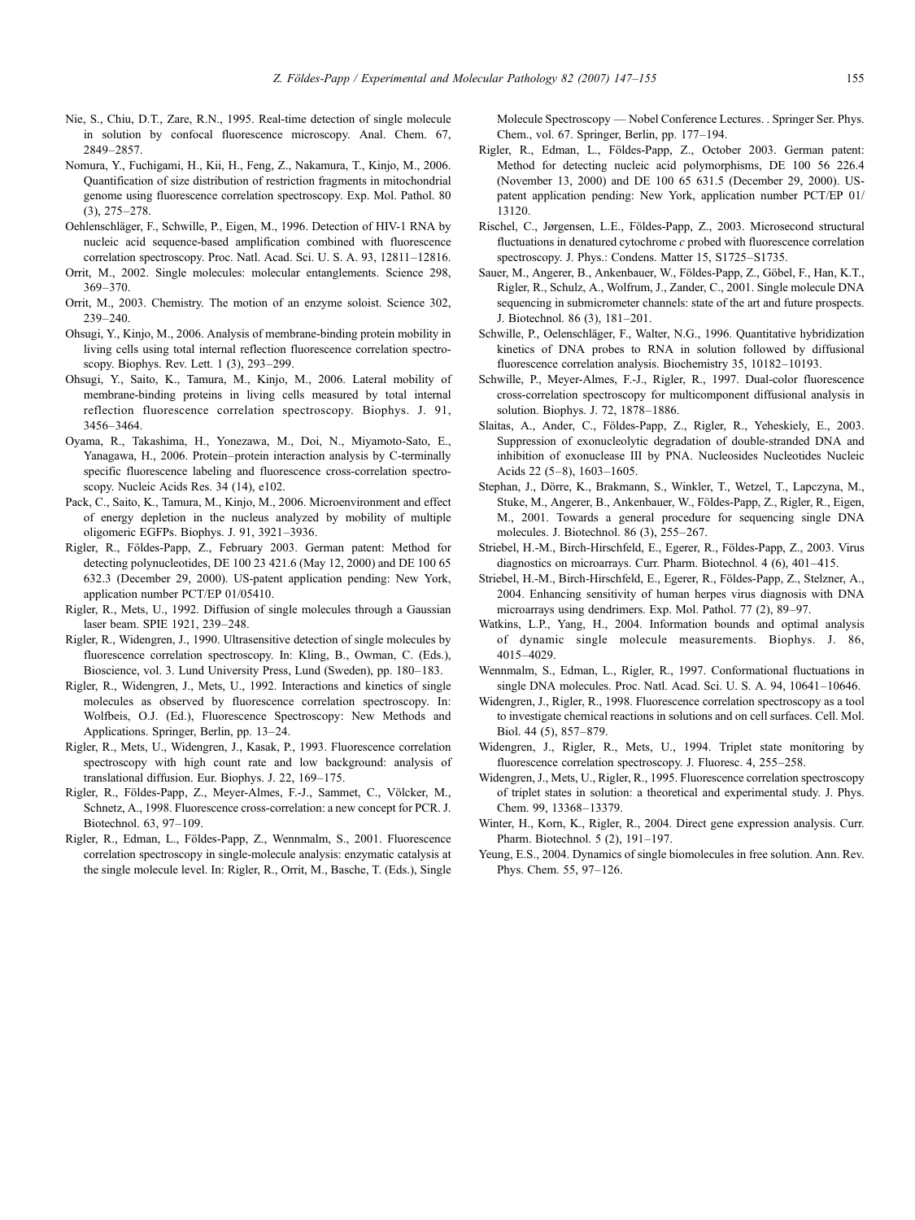Nie, S., Chiu, D.T., Zare, R.N., 1995. Real-time detection of single molecule in solution by confocal fluorescence microscopy. Anal. Chem. 67, 2849–2857.

Nomura, Y., Fuchigami, H., Kii, H., Feng, Z., Nakamura, T., Kinjo, M., 2006. Quantification of size distribution of restriction fragments in mitochondrial genome using fluorescence correlation spectroscopy. Exp. Mol. Pathol. 80 (3), 275–278.

Oehlenschläger, F., Schwille, P., Eigen, M., 1996. Detection of HIV-1 RNA by nucleic acid sequence-based amplification combined with fluorescence correlation spectroscopy. Proc. Natl. Acad. Sci. U. S. A. 93, 12811–12816.

Orrit, M., 2002. Single molecules: molecular entanglements. Science 298, 369–370.

Orrit, M., 2003. Chemistry. The motion of an enzyme soloist. Science 302, 239–240.

Ohsugi, Y., Kinjo, M., 2006. Analysis of membrane-binding protein mobility in living cells using total internal reflection fluorescence correlation spectroscopy. Biophys. Rev. Lett. 1 (3), 293–299.

Ohsugi, Y., Saito, K., Tamura, M., Kinjo, M., 2006. Lateral mobility of membrane-binding proteins in living cells measured by total internal reflection fluorescence correlation spectroscopy. Biophys. J. 91, 3456–3464.

Oyama, R., Takashima, H., Yonezawa, M., Doi, N., Miyamoto-Sato, E., Yanagawa, H., 2006. Protein–protein interaction analysis by C-terminally specific fluorescence labeling and fluorescence cross-correlation spectroscopy. Nucleic Acids Res. 34 (14), e102.

Pack, C., Saito, K., Tamura, M., Kinjo, M., 2006. Microenvironment and effect of energy depletion in the nucleus analyzed by mobility of multiple oligomeric EGFPs. Biophys. J. 91, 3921–3936.

Rigler, R., Földes-Papp, Z., February 2003. German patent: Method for detecting polynucleotides, DE 100 23 421.6 (May 12, 2000) and DE 100 65 632.3 (December 29, 2000). US-patent application pending: New York, application number PCT/EP 01/05410.

Rigler, R., Mets, U., 1992. Diffusion of single molecules through a Gaussian laser beam. SPIE 1921, 239–248.

Rigler, R., Widengren, J., 1990. Ultrasensitive detection of single molecules by fluorescence correlation spectroscopy. In: Kling, B., Owman, C. (Eds.), Bioscience, vol. 3. Lund University Press, Lund (Sweden), pp. 180–183.

Rigler, R., Widengren, J., Mets, U., 1992. Interactions and kinetics of single molecules as observed by fluorescence correlation spectroscopy. In: Wolfbeis, O.J. (Ed.), Fluorescence Spectroscopy: New Methods and Applications. Springer, Berlin, pp. 13–24.

Rigler, R., Mets, U., Widengren, J., Kasak, P., 1993. Fluorescence correlation spectroscopy with high count rate and low background: analysis of translational diffusion. Eur. Biophys. J. 22, 169–175.

Rigler, R., Földes-Papp, Z., Meyer-Almes, F.-J., Sammet, C., Völcker, M., Schnetz, A., 1998. Fluorescence cross-correlation: a new concept for PCR. J. Biotechnol. 63, 97–109.

Rigler, R., Edman, L., Földes-Papp, Z., Wennmalm, S., 2001. Fluorescence correlation spectroscopy in single-molecule analysis: enzymatic catalysis at the single molecule level. In: Rigler, R., Orrit, M., Basche, T. (Eds.), Single Molecule Spectroscopy — Nobel Conference Lectures. . Springer Ser. Phys. Chem., vol. 67. Springer, Berlin, pp. 177–194.

Rigler, R., Edman, L., Földes-Papp, Z., October 2003. German patent: Method for detecting nucleic acid polymorphisms, DE 100 56 226.4 (November 13, 2000) and DE 100 65 631.5 (December 29, 2000). US-patent application pending: New York, application number PCT/EP 01/13120.

Rischel, C., Jørgensen, L.E., Földes-Papp, Z., 2003. Microsecond structural fluctuations in denatured cytochrome *c* probed with fluorescence correlation spectroscopy. J. Phys.: Condens. Matter 15, S1725–S1735.

Sauer, M., Angerer, B., Ankenbauer, W., Földes-Papp, Z., Göbel, F., Han, K.T., Rigler, R., Schulz, A., Wolfrum, J., Zander, C., 2001. Single molecule DNA sequencing in submicrometer channels: state of the art and future prospects. J. Biotechnol. 86 (3), 181–201.

Schwille, P., Oelenschläger, F., Walter, N.G., 1996. Quantitative hybridization kinetics of DNA probes to RNA in solution followed by diffusional fluorescence correlation analysis. Biochemistry 35, 10182–10193.

Schwille, P., Meyer-Almes, F.-J., Rigler, R., 1997. Dual-color fluorescence cross-correlation spectroscopy for multicomponent diffusional analysis in solution. Biophys. J. 72, 1878–1886.

Slaitas, A., Ander, C., Földes-Papp, Z., Rigler, R., Yeheskiely, E., 2003. Suppression of exonucleolytic degradation of double-stranded DNA and inhibition of exonuclease III by PNA. Nucleosides Nucleotides Nucleic Acids 22 (5–8), 1603–1605.

Stephan, J., Dörre, K., Brakmann, S., Winkler, T., Wetzel, T., Lapczyna, M., Stuke, M., Angerer, B., Ankenbauer, W., Földes-Papp, Z., Rigler, R., Eigen, M., 2001. Towards a general procedure for sequencing single DNA molecules. J. Biotechnol. 86 (3), 255–267.

Striebel, H.-M., Birch-Hirschfeld, E., Egerer, R., Földes-Papp, Z., 2003. Virus diagnostics on microarrays. Curr. Pharm. Biotechnol. 4 (6), 401–415.

Striebel, H.-M., Birch-Hirschfeld, E., Egerer, R., Földes-Papp, Z., Stelzner, A., 2004. Enhancing sensitivity of human herpes virus diagnosis with DNA microarrays using dendrimers. Exp. Mol. Pathol. 77 (2), 89–97.

Watkins, L.P., Yang, H., 2004. Information bounds and optimal analysis of dynamic single molecule measurements. Biophys. J. 86, 4015–4029.

Wennmalm, S., Edman, L., Rigler, R., 1997. Conformational fluctuations in single DNA molecules. Proc. Natl. Acad. Sci. U. S. A. 94, 10641–10646.

Widengren, J., Rigler, R., 1998. Fluorescence correlation spectroscopy as a tool to investigate chemical reactions in solutions and on cell surfaces. Cell. Mol. Biol. 44 (5), 857–879.

Widengren, J., Rigler, R., Mets, U., 1994. Triplet state monitoring by fluorescence correlation spectroscopy. J. Fluoresc. 4, 255–258.

Widengren, J., Mets, U., Rigler, R., 1995. Fluorescence correlation spectroscopy of triplet states in solution: a theoretical and experimental study. J. Phys. Chem. 99, 13368–13379.

Winter, H., Korn, K., Rigler, R., 2004. Direct gene expression analysis. Curr. Pharm. Biotechnol. 5 (2), 191–197.

Yeung, E.S., 2004. Dynamics of single biomolecules in free solution. Ann. Rev. Phys. Chem. 55, 97–126.